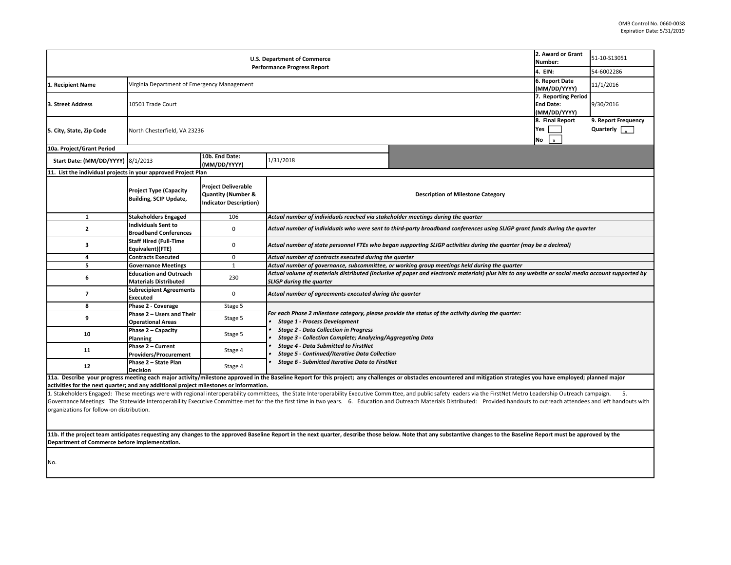OMB Control No. 0660-0038
Expiration Date: 5/31/2019

| U.S. Department of Commerce Performance Progress Report | | | | 2. Award or Grant Number: | 51-10-S13051 |
|---|---|---|---|---|---|
| | | | | 4. EIN: | 54-6002286 |
| 1. Recipient Name | Virginia Department of Emergency Management | | | 6. Report Date (MM/DD/YYYY) | 11/1/2016 |
| 3. Street Address | 10501 Trade Court | | | 7. Reporting Period End Date: (MM/DD/YYYY) | 9/30/2016 |
| 5. City, State, Zip Code | North Chesterfield, VA 23236 | | | 8. Final Report Yes [ ] No [x] | 9. Report Frequency Quarterly [x] |
| 10a. Project/Grant Period | | | | | |
| Start Date: (MM/DD/YYYY) | 8/1/2013 | 10b. End Date: (MM/DD/YYYY) | 1/31/2018 | | |

**11. List the individual projects in your approved Project Plan**

| | Project Type (Capacity Building, SCIP Update, | Project Deliverable Quantity (Number & Indicator Description) | Description of Milestone Category |
|---|---|---|---|
| 1 | Stakeholders Engaged | 106 | *Actual number of individuals reached via stakeholder meetings during the quarter* |
| 2 | Individuals Sent to Broadband Conferences | 0 | *Actual number of individuals who were sent to third-party broadband conferences using SLIGP grant funds during the quarter* |
| 3 | Staff Hired (Full-Time Equivalent)(FTE) | 0 | *Actual number of state personnel FTEs who began supporting SLIGP activities during the quarter (may be a decimal)* |
| 4 | Contracts Executed | 0 | *Actual number of contracts executed during the quarter* |
| 5 | Governance Meetings | 1 | *Actual number of governance, subcommittee, or working group meetings held during the quarter* |
| 6 | Education and Outreach Materials Distributed | 230 | *Actual volume of materials distributed (inclusive of paper and electronic materials) plus hits to any website or social media account supported by SLIGP during the quarter* |
| 7 | Subrecipient Agreements Executed | 0 | *Actual number of agreements executed during the quarter* |
| 8 | Phase 2 - Coverage | Stage 5 | *For each Phase 2 milestone category, please provide the status of the activity during the quarter:* <br> • *Stage 1 - Process Development* <br> • *Stage 2 - Data Collection in Progress* <br> • *Stage 3 - Collection Complete; Analyzing/Aggregating Data* <br> • *Stage 4 - Data Submitted to FirstNet* <br> • *Stage 5 - Continued/Iterative Data Collection* <br> • *Stage 6 - Submitted Iterative Data to FirstNet* |
| 9 | Phase 2 – Users and Their Operational Areas | Stage 5 | |
| 10 | Phase 2 – Capacity Planning | Stage 5 | |
| 11 | Phase 2 – Current Providers/Procurement | Stage 4 | |
| 12 | Phase 2 – State Plan Decision | Stage 4 | |

**11a. Describe your progress meeting each major activity/milestone approved in the Baseline Report for this project; any challenges or obstacles encountered and mitigation strategies you have employed; planned major activities for the next quarter; and any additional project milestones or information.**

1. Stakeholders Engaged: These meetings were with regional interoperability committees, the State Interoperability Executive Committee, and public safety leaders via the FirstNet Metro Leadership Outreach campaign. 5. Governance Meetings: The Statewide Interoperability Executive Committee met for the the first time in two years. 6. Education and Outreach Materials Distributed: Provided handouts to outreach attendees and left handouts with organizations for follow-on distribution.

**11b. If the project team anticipates requesting any changes to the approved Baseline Report in the next quarter, describe those below. Note that any substantive changes to the Baseline Report must be approved by the Department of Commerce before implementation.**

No.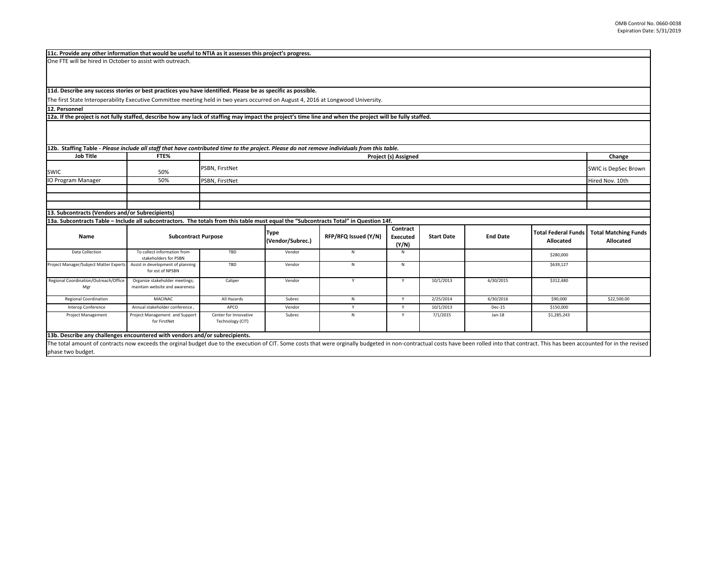**11c. Provide any other information that would be useful to NTIA as it assesses this project's progress.**

One FTE will be hired in October to assist with outreach.

**11d. Describe any success stories or best practices you have identified. Please be as specific as possible.**

The first State Interoperability Executive Committee meeting held in two years occurred on August 4, 2016 at Longwood University.

**12. Personnel**

**12a. If the project is not fully staffed, describe how any lack of staffing may impact the project's time line and when the project will be fully staffed.**

**12b. Staffing Table** - *Please include all staff that have contributed time to the project. Please do not remove individuals from this table.*

| Job Title | FTE% | Project (s) Assigned | Change |
|---|---|---|---|
| SWIC | 50% | PSBN, FirstNet | SWIC is DepSec Brown |
| IO Program Manager | 50% | PSBN, FirstNet | Hired Nov. 10th |
| | | | |
| | | | |
| | | | |

**13. Subcontracts (Vendors and/or Subrecipients)**

**13a. Subcontracts Table – Include all subcontractors. The totals from this table must equal the "Subcontracts Total" in Question 14f.**

| Name | Subcontract Purpose | | Type (Vendor/Subrec.) | RFP/RFQ Issued (Y/N) | Contract Executed (Y/N) | Start Date | End Date | Total Federal Funds Allocated | Total Matching Funds Allocated |
|---|---|---|---|---|---|---|---|---|---|
| Data Collection | To collect information from stakeholders for PSBN | TBD | Vendor | N | N | | | $280,000 | |
| Project Manager/Subject Matter Experts | Assist in development of planning for est of NPSBN | TBD | Vendor | N | N | | | $639,127 | |
| Regional Coordination/Outreach/Office Mgr | Organize stakeholder meetings; maintain website and awareness | Caliper | Vendor | Y | Y | 10/1/2013 | 6/30/2015 | $312,480 | |
| Regional Coordination | MACINAC | All Hazards | Subrec | N | Y | 2/25/2014 | 6/30/2016 | $90,000 | $22,500.00 |
| Interop Conference | Annual stakeholder conference , | APCO | Vendor | Y | Y | 10/1/2013 | Dec-15 | $150,000 | |
| Project Management | Project Management and Support for FirstNet | Center for Innovative Technology (CIT) | Subrec | N | Y | 7/1/2015 | Jan-18 | $1,285,243 | |

**13b. Describe any challenges encountered with vendors and/or subrecipients.**

The total amount of contracts now exceeds the orginal budget due to the execution of CIT. Some costs that were orginally budgeted in non-contractual costs have been rolled into that contract. This has been accounted for in the revised phase two budget.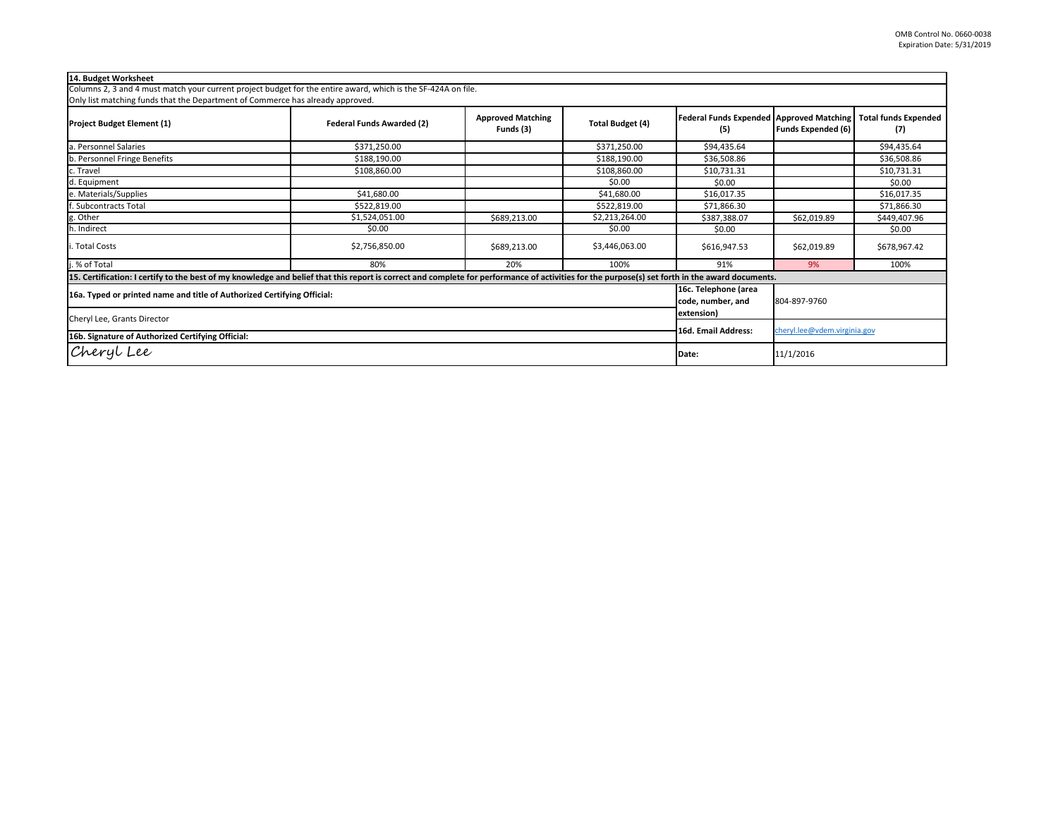## 14. Budget Worksheet

Columns 2, 3 and 4 must match your current project budget for the entire award, which is the SF-424A on file.
Only list matching funds that the Department of Commerce has already approved.

| Project Budget Element (1) | Federal Funds Awarded (2) | Approved Matching Funds (3) | Total Budget (4) | Federal Funds Expended (5) | Approved Matching Funds Expended (6) | Total funds Expended (7) |
|---|---|---|---|---|---|---|
| a. Personnel Salaries | $371,250.00 | | $371,250.00 | $94,435.64 | | $94,435.64 |
| b. Personnel Fringe Benefits | $188,190.00 | | $188,190.00 | $36,508.86 | | $36,508.86 |
| c. Travel | $108,860.00 | | $108,860.00 | $10,731.31 | | $10,731.31 |
| d. Equipment | | | $0.00 | $0.00 | | $0.00 |
| e. Materials/Supplies | $41,680.00 | | $41,680.00 | $16,017.35 | | $16,017.35 |
| f. Subcontracts Total | $522,819.00 | | $522,819.00 | $71,866.30 | | $71,866.30 |
| g. Other | $1,524,051.00 | $689,213.00 | $2,213,264.00 | $387,388.07 | $62,019.89 | $449,407.96 |
| h. Indirect | $0.00 | | $0.00 | $0.00 | | $0.00 |
| i. Total Costs | $2,756,850.00 | $689,213.00 | $3,446,063.00 | $616,947.53 | $62,019.89 | $678,967.42 |
| j. % of Total | 80% | 20% | 100% | 91% | 9% | 100% |

**15. Certification: I certify to the best of my knowledge and belief that this report is correct and complete for performance of activities for the purpose(s) set forth in the award documents.**

| | | |
|---|---|---|
| **16a. Typed or printed name and title of Authorized Certifying Official:** | **16c. Telephone (area code, number, and extension)** | 804-897-9760 |
| Cheryl Lee, Grants Director | **16d. Email Address:** | cheryl.lee@vdem.virginia.gov |
| **16b. Signature of Authorized Certifying Official:** | | |
| Cheryl Lee | **Date:** | 11/1/2016 |